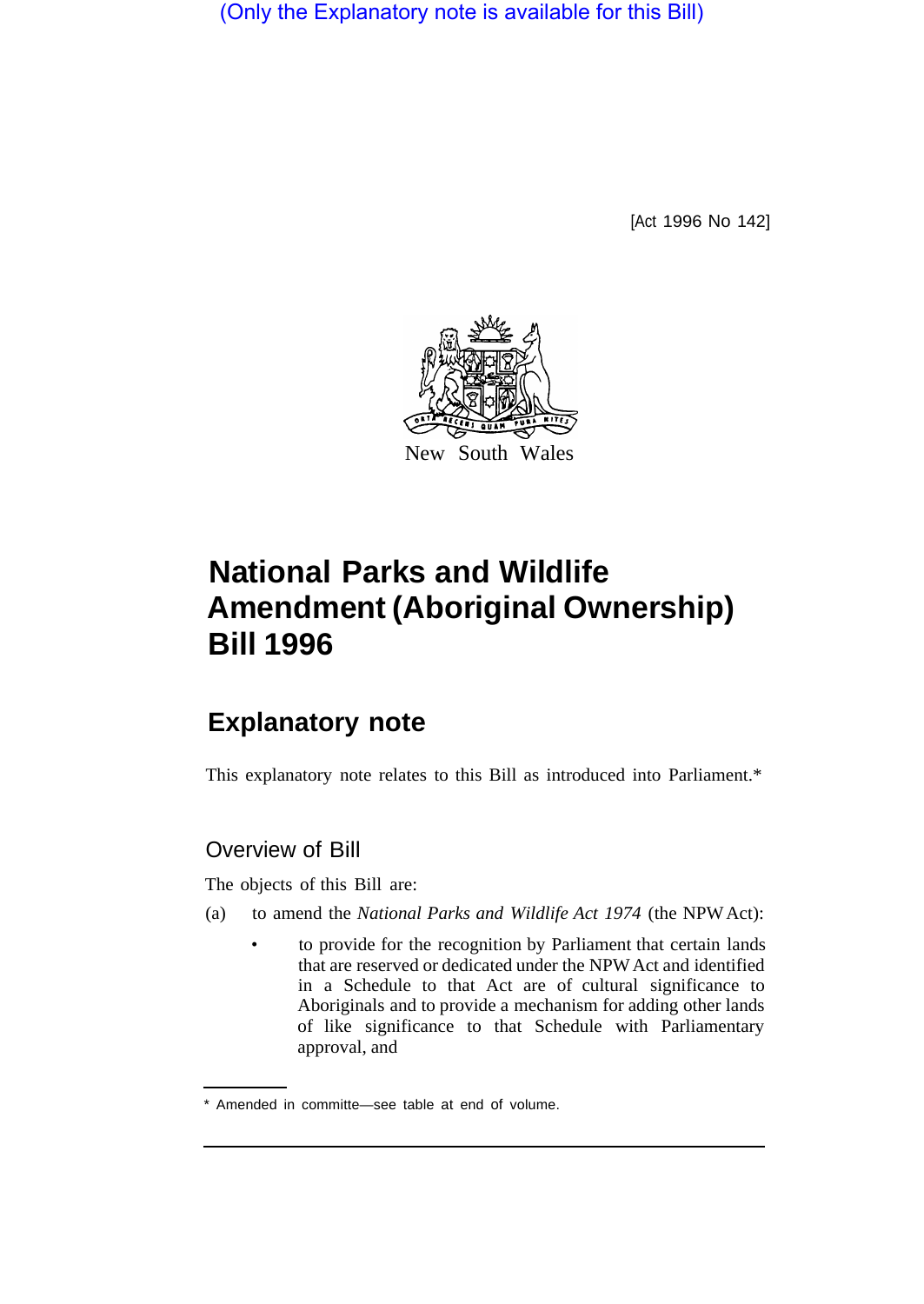(Only the Explanatory note is available for this Bill)

[Act 1996 No 142]

New South Wales

# National Parks and Wildlife Amendment (Aboriginal Ownership) Bill 1996

## Explanatory note

This explanatory note relates to this Bill as introduced into Parliament.*

### Overview of Bill

The objects of this Bill are:

(a) to amend the *National Parks and Wildlife Act 1974* (the NPW Act):

- to provide for the recognition by Parliament that certain lands that are reserved or dedicated under the NPW Act and identified in a Schedule to that Act are of cultural significance to Aboriginals and to provide a mechanism for adding other lands of like significance to that Schedule with Parliamentary approval, and

* Amended in committe—see table at end of volume.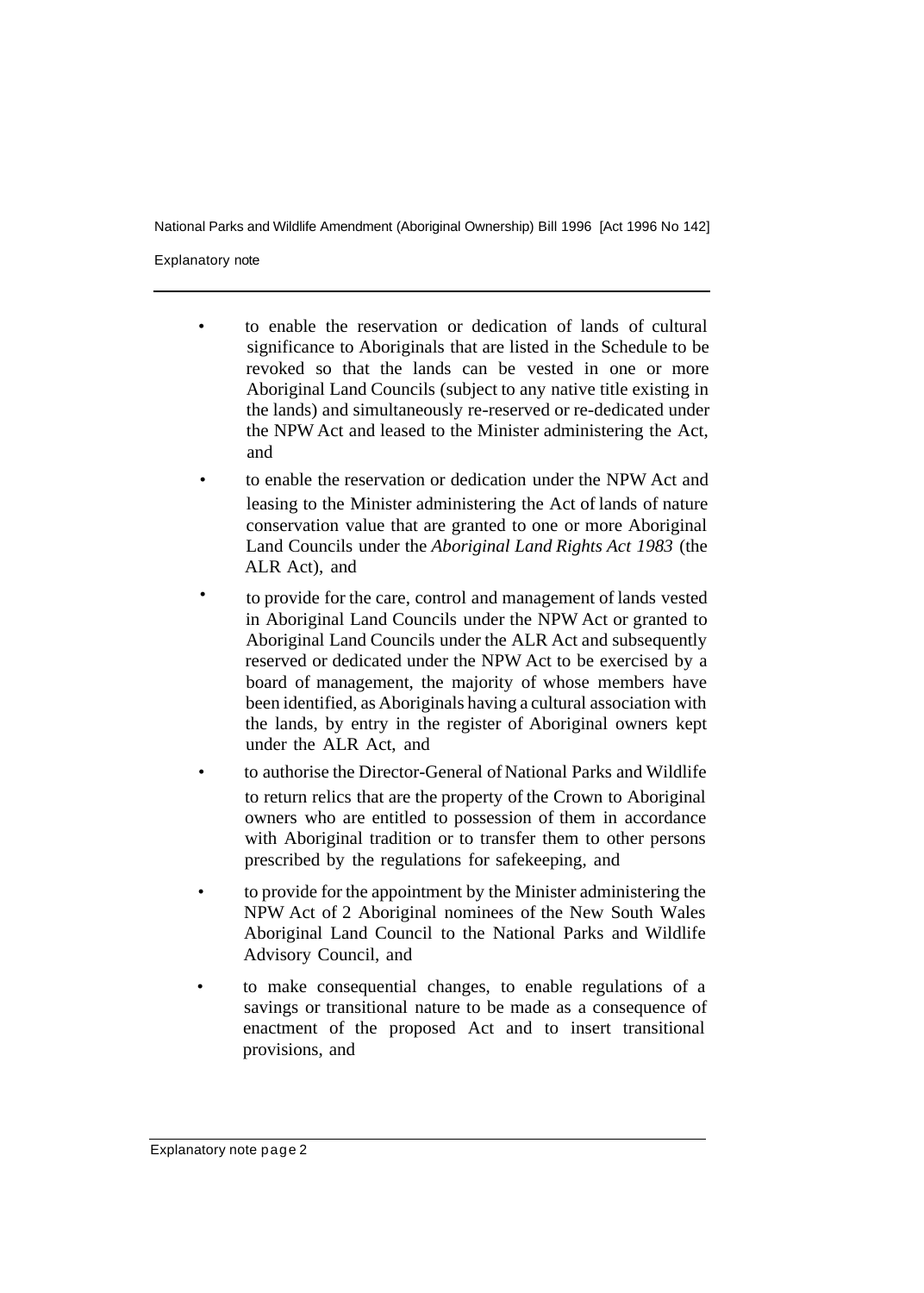- to enable the reservation or dedication of lands of cultural significance to Aboriginals that are listed in the Schedule to be revoked so that the lands can be vested in one or more Aboriginal Land Councils (subject to any native title existing in the lands) and simultaneously re-reserved or re-dedicated under the NPW Act and leased to the Minister administering the Act, and
- to enable the reservation or dedication under the NPW Act and leasing to the Minister administering the Act of lands of nature conservation value that are granted to one or more Aboriginal Land Councils under the *Aboriginal Land Rights Act 1983* (the ALR Act), and
- to provide for the care, control and management of lands vested in Aboriginal Land Councils under the NPW Act or granted to Aboriginal Land Councils under the ALR Act and subsequently reserved or dedicated under the NPW Act to be exercised by a board of management, the majority of whose members have been identified, as Aboriginals having a cultural association with the lands, by entry in the register of Aboriginal owners kept under the ALR Act, and
- to authorise the Director-General of National Parks and Wildlife to return relics that are the property of the Crown to Aboriginal owners who are entitled to possession of them in accordance with Aboriginal tradition or to transfer them to other persons prescribed by the regulations for safekeeping, and
- to provide for the appointment by the Minister administering the NPW Act of 2 Aboriginal nominees of the New South Wales Aboriginal Land Council to the National Parks and Wildlife Advisory Council, and
- to make consequential changes, to enable regulations of a savings or transitional nature to be made as a consequence of enactment of the proposed Act and to insert transitional provisions, and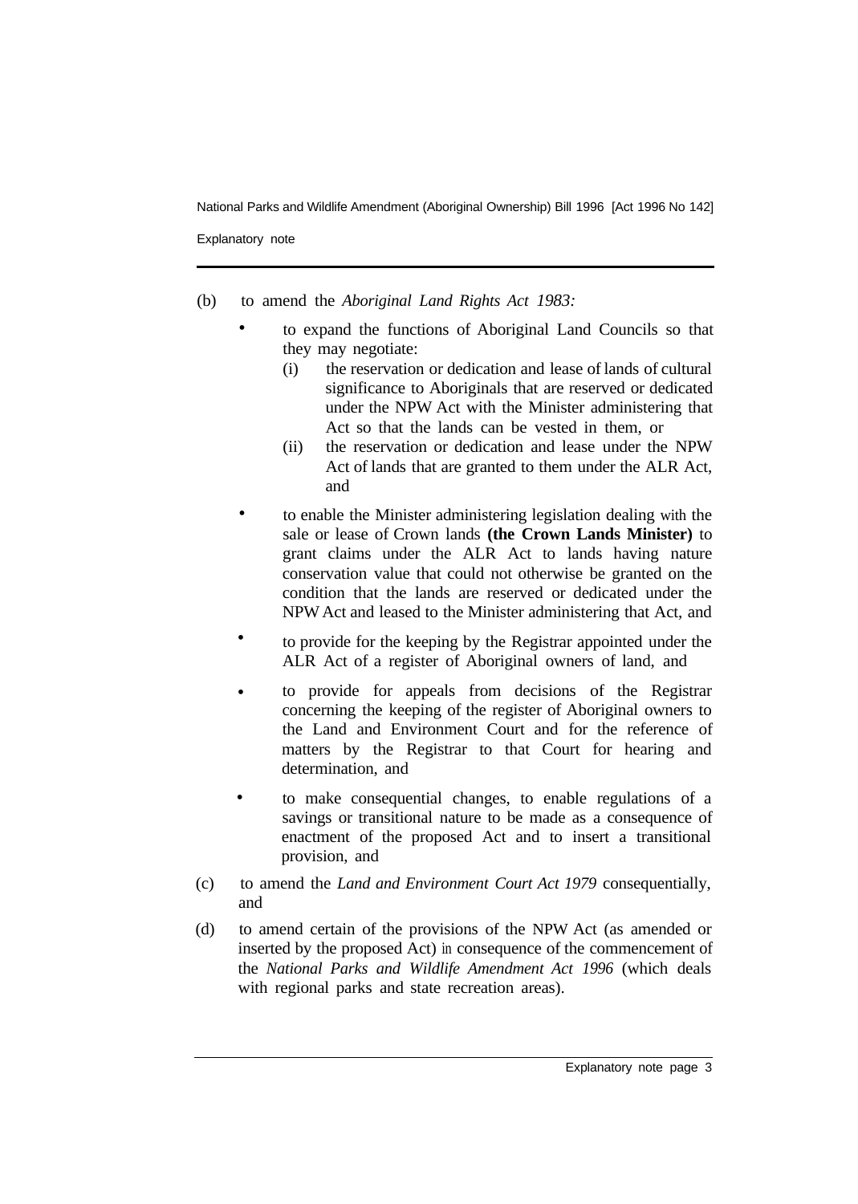(b) to amend the *Aboriginal Land Rights Act 1983:*

- to expand the functions of Aboriginal Land Councils so that they may negotiate:
  - (i) the reservation or dedication and lease of lands of cultural significance to Aboriginals that are reserved or dedicated under the NPW Act with the Minister administering that Act so that the lands can be vested in them, or
  - (ii) the reservation or dedication and lease under the NPW Act of lands that are granted to them under the ALR Act, and
- to enable the Minister administering legislation dealing with the sale or lease of Crown lands **(the Crown Lands Minister)** to grant claims under the ALR Act to lands having nature conservation value that could not otherwise be granted on the condition that the lands are reserved or dedicated under the NPW Act and leased to the Minister administering that Act, and
- to provide for the keeping by the Registrar appointed under the ALR Act of a register of Aboriginal owners of land, and
- to provide for appeals from decisions of the Registrar concerning the keeping of the register of Aboriginal owners to the Land and Environment Court and for the reference of matters by the Registrar to that Court for hearing and determination, and
- to make consequential changes, to enable regulations of a savings or transitional nature to be made as a consequence of enactment of the proposed Act and to insert a transitional provision, and

(c) to amend the *Land and Environment Court Act 1979* consequentially, and

(d) to amend certain of the provisions of the NPW Act (as amended or inserted by the proposed Act) in consequence of the commencement of the *National Parks and Wildlife Amendment Act 1996* (which deals with regional parks and state recreation areas).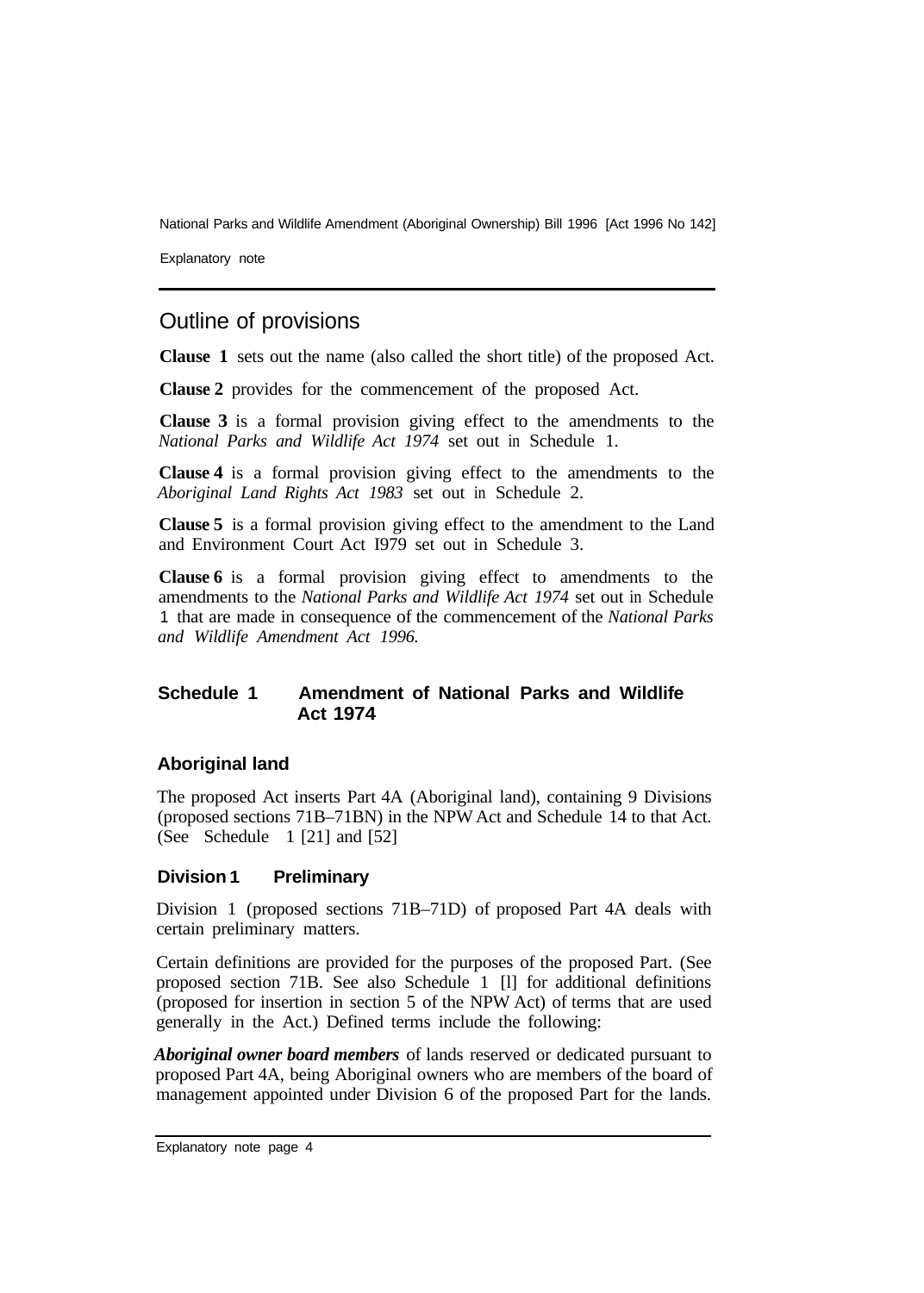## Outline of provisions

**Clause 1** sets out the name (also called the short title) of the proposed Act.

**Clause 2** provides for the commencement of the proposed Act.

**Clause 3** is a formal provision giving effect to the amendments to the *National Parks and Wildlife Act 1974* set out in Schedule 1.

**Clause 4** is a formal provision giving effect to the amendments to the *Aboriginal Land Rights Act 1983* set out in Schedule 2.

**Clause 5** is a formal provision giving effect to the amendment to the Land and Environment Court Act I979 set out in Schedule 3.

**Clause 6** is a formal provision giving effect to amendments to the amendments to the *National Parks and Wildlife Act 1974* set out in Schedule 1 that are made in consequence of the commencement of the *National Parks and Wildlife Amendment Act 1996.*

### Schedule 1 Amendment of National Parks and Wildlife Act 1974

#### Aboriginal land

The proposed Act inserts Part 4A (Aboriginal land), containing 9 Divisions (proposed sections 71B–71BN) in the NPW Act and Schedule 14 to that Act. (See Schedule 1 [21] and [52]

#### Division 1 Preliminary

Division 1 (proposed sections 71B–71D) of proposed Part 4A deals with certain preliminary matters.

Certain definitions are provided for the purposes of the proposed Part. (See proposed section 71B. See also Schedule 1 [l] for additional definitions (proposed for insertion in section 5 of the NPW Act) of terms that are used generally in the Act.) Defined terms include the following:

***Aboriginal owner board members*** of lands reserved or dedicated pursuant to proposed Part 4A, being Aboriginal owners who are members of the board of management appointed under Division 6 of the proposed Part for the lands.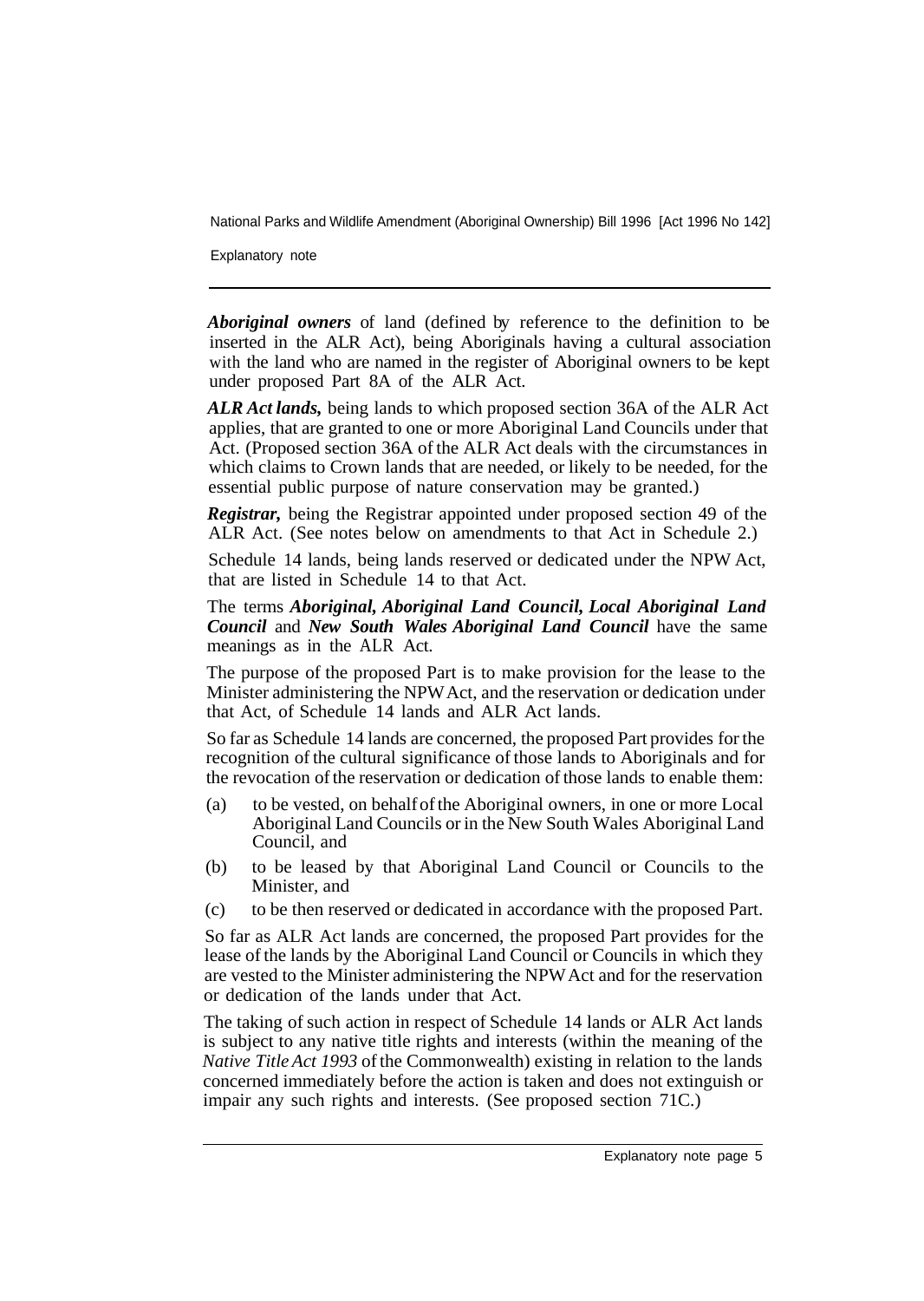***Aboriginal owners*** of land (defined by reference to the definition to be inserted in the ALR Act), being Aboriginals having a cultural association with the land who are named in the register of Aboriginal owners to be kept under proposed Part 8A of the ALR Act.

***ALR Act lands,*** being lands to which proposed section 36A of the ALR Act applies, that are granted to one or more Aboriginal Land Councils under that Act. (Proposed section 36A of the ALR Act deals with the circumstances in which claims to Crown lands that are needed, or likely to be needed, for the essential public purpose of nature conservation may be granted.)

***Registrar,*** being the Registrar appointed under proposed section 49 of the ALR Act. (See notes below on amendments to that Act in Schedule 2.)

Schedule 14 lands, being lands reserved or dedicated under the NPW Act, that are listed in Schedule 14 to that Act.

The terms ***Aboriginal, Aboriginal Land Council, Local Aboriginal Land Council*** and ***New South Wales Aboriginal Land Council*** have the same meanings as in the ALR Act.

The purpose of the proposed Part is to make provision for the lease to the Minister administering the NPW Act, and the reservation or dedication under that Act, of Schedule 14 lands and ALR Act lands.

So far as Schedule 14 lands are concerned, the proposed Part provides for the recognition of the cultural significance of those lands to Aboriginals and for the revocation of the reservation or dedication of those lands to enable them:

(a) to be vested, on behalf of the Aboriginal owners, in one or more Local Aboriginal Land Councils or in the New South Wales Aboriginal Land Council, and

(b) to be leased by that Aboriginal Land Council or Councils to the Minister, and

(c) to be then reserved or dedicated in accordance with the proposed Part.

So far as ALR Act lands are concerned, the proposed Part provides for the lease of the lands by the Aboriginal Land Council or Councils in which they are vested to the Minister administering the NPW Act and for the reservation or dedication of the lands under that Act.

The taking of such action in respect of Schedule 14 lands or ALR Act lands is subject to any native title rights and interests (within the meaning of the *Native Title Act 1993* of the Commonwealth) existing in relation to the lands concerned immediately before the action is taken and does not extinguish or impair any such rights and interests. (See proposed section 71C.)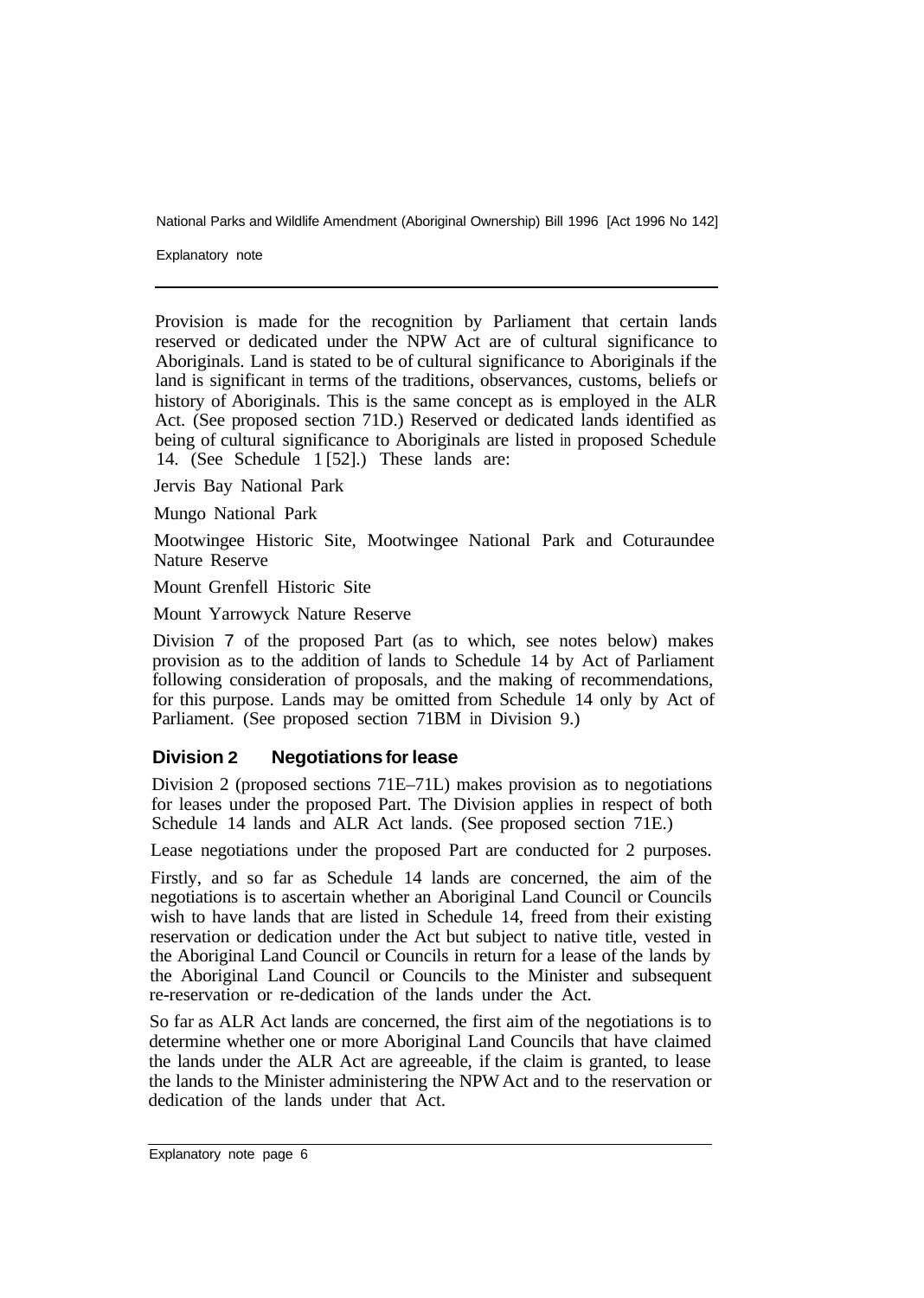Provision is made for the recognition by Parliament that certain lands reserved or dedicated under the NPW Act are of cultural significance to Aboriginals. Land is stated to be of cultural significance to Aboriginals if the land is significant in terms of the traditions, observances, customs, beliefs or history of Aboriginals. This is the same concept as is employed in the ALR Act. (See proposed section 71D.) Reserved or dedicated lands identified as being of cultural significance to Aboriginals are listed in proposed Schedule 14. (See Schedule 1 [52].) These lands are:

Jervis Bay National Park

Mungo National Park

Mootwingee Historic Site, Mootwingee National Park and Coturaundee Nature Reserve

Mount Grenfell Historic Site

Mount Yarrowyck Nature Reserve

Division 7 of the proposed Part (as to which, see notes below) makes provision as to the addition of lands to Schedule 14 by Act of Parliament following consideration of proposals, and the making of recommendations, for this purpose. Lands may be omitted from Schedule 14 only by Act of Parliament. (See proposed section 71BM in Division 9.)

## Division 2 Negotiations for lease

Division 2 (proposed sections 71E–71L) makes provision as to negotiations for leases under the proposed Part. The Division applies in respect of both Schedule 14 lands and ALR Act lands. (See proposed section 71E.)

Lease negotiations under the proposed Part are conducted for 2 purposes.

Firstly, and so far as Schedule 14 lands are concerned, the aim of the negotiations is to ascertain whether an Aboriginal Land Council or Councils wish to have lands that are listed in Schedule 14, freed from their existing reservation or dedication under the Act but subject to native title, vested in the Aboriginal Land Council or Councils in return for a lease of the lands by the Aboriginal Land Council or Councils to the Minister and subsequent re-reservation or re-dedication of the lands under the Act.

So far as ALR Act lands are concerned, the first aim of the negotiations is to determine whether one or more Aboriginal Land Councils that have claimed the lands under the ALR Act are agreeable, if the claim is granted, to lease the lands to the Minister administering the NPW Act and to the reservation or dedication of the lands under that Act.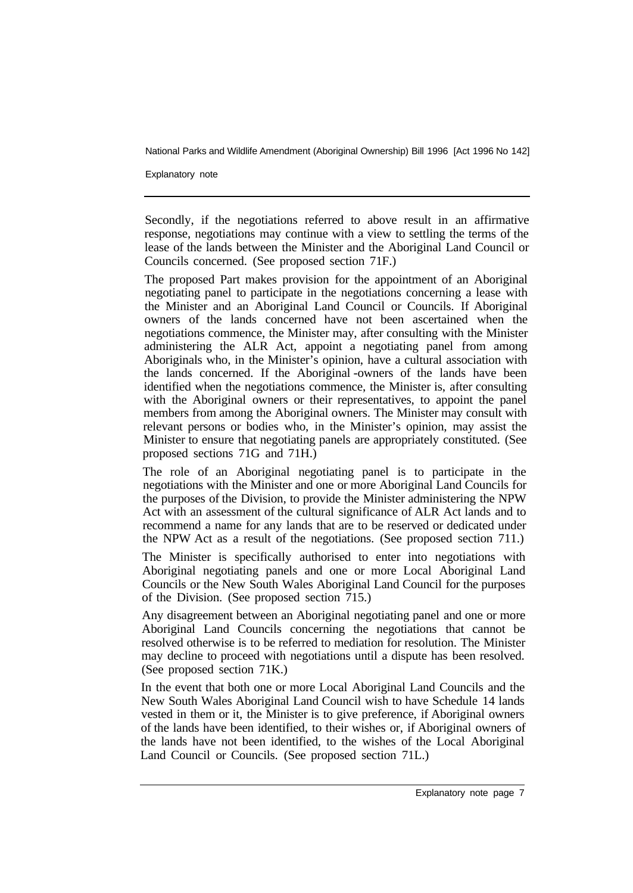Secondly, if the negotiations referred to above result in an affirmative response, negotiations may continue with a view to settling the terms of the lease of the lands between the Minister and the Aboriginal Land Council or Councils concerned. (See proposed section 71F.)

The proposed Part makes provision for the appointment of an Aboriginal negotiating panel to participate in the negotiations concerning a lease with the Minister and an Aboriginal Land Council or Councils. If Aboriginal owners of the lands concerned have not been ascertained when the negotiations commence, the Minister may, after consulting with the Minister administering the ALR Act, appoint a negotiating panel from among Aboriginals who, in the Minister's opinion, have a cultural association with the lands concerned. If the Aboriginal -owners of the lands have been identified when the negotiations commence, the Minister is, after consulting with the Aboriginal owners or their representatives, to appoint the panel members from among the Aboriginal owners. The Minister may consult with relevant persons or bodies who, in the Minister's opinion, may assist the Minister to ensure that negotiating panels are appropriately constituted. (See proposed sections 71G and 71H.)

The role of an Aboriginal negotiating panel is to participate in the negotiations with the Minister and one or more Aboriginal Land Councils for the purposes of the Division, to provide the Minister administering the NPW Act with an assessment of the cultural significance of ALR Act lands and to recommend a name for any lands that are to be reserved or dedicated under the NPW Act as a result of the negotiations. (See proposed section 711.)

The Minister is specifically authorised to enter into negotiations with Aboriginal negotiating panels and one or more Local Aboriginal Land Councils or the New South Wales Aboriginal Land Council for the purposes of the Division. (See proposed section 715.)

Any disagreement between an Aboriginal negotiating panel and one or more Aboriginal Land Councils concerning the negotiations that cannot be resolved otherwise is to be referred to mediation for resolution. The Minister may decline to proceed with negotiations until a dispute has been resolved. (See proposed section 71K.)

In the event that both one or more Local Aboriginal Land Councils and the New South Wales Aboriginal Land Council wish to have Schedule 14 lands vested in them or it, the Minister is to give preference, if Aboriginal owners of the lands have been identified, to their wishes or, if Aboriginal owners of the lands have not been identified, to the wishes of the Local Aboriginal Land Council or Councils. (See proposed section 71L.)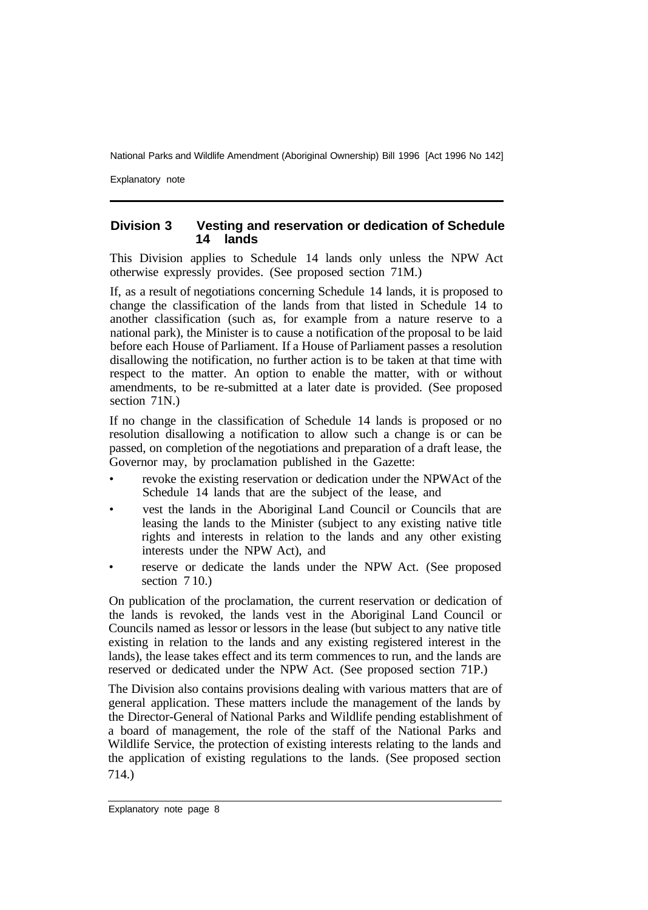### Division 3 Vesting and reservation or dedication of Schedule 14 lands

This Division applies to Schedule 14 lands only unless the NPW Act otherwise expressly provides. (See proposed section 71M.)

If, as a result of negotiations concerning Schedule 14 lands, it is proposed to change the classification of the lands from that listed in Schedule 14 to another classification (such as, for example from a nature reserve to a national park), the Minister is to cause a notification of the proposal to be laid before each House of Parliament. If a House of Parliament passes a resolution disallowing the notification, no further action is to be taken at that time with respect to the matter. An option to enable the matter, with or without amendments, to be re-submitted at a later date is provided. (See proposed section 71N.)

If no change in the classification of Schedule 14 lands is proposed or no resolution disallowing a notification to allow such a change is or can be passed, on completion of the negotiations and preparation of a draft lease, the Governor may, by proclamation published in the Gazette:

- revoke the existing reservation or dedication under the NPWAct of the Schedule 14 lands that are the subject of the lease, and
- vest the lands in the Aboriginal Land Council or Councils that are leasing the lands to the Minister (subject to any existing native title rights and interests in relation to the lands and any other existing interests under the NPW Act), and
- reserve or dedicate the lands under the NPW Act. (See proposed section 7 10.)

On publication of the proclamation, the current reservation or dedication of the lands is revoked, the lands vest in the Aboriginal Land Council or Councils named as lessor or lessors in the lease (but subject to any native title existing in relation to the lands and any existing registered interest in the lands), the lease takes effect and its term commences to run, and the lands are reserved or dedicated under the NPW Act. (See proposed section 71P.)

The Division also contains provisions dealing with various matters that are of general application. These matters include the management of the lands by the Director-General of National Parks and Wildlife pending establishment of a board of management, the role of the staff of the National Parks and Wildlife Service, the protection of existing interests relating to the lands and the application of existing regulations to the lands. (See proposed section 714.)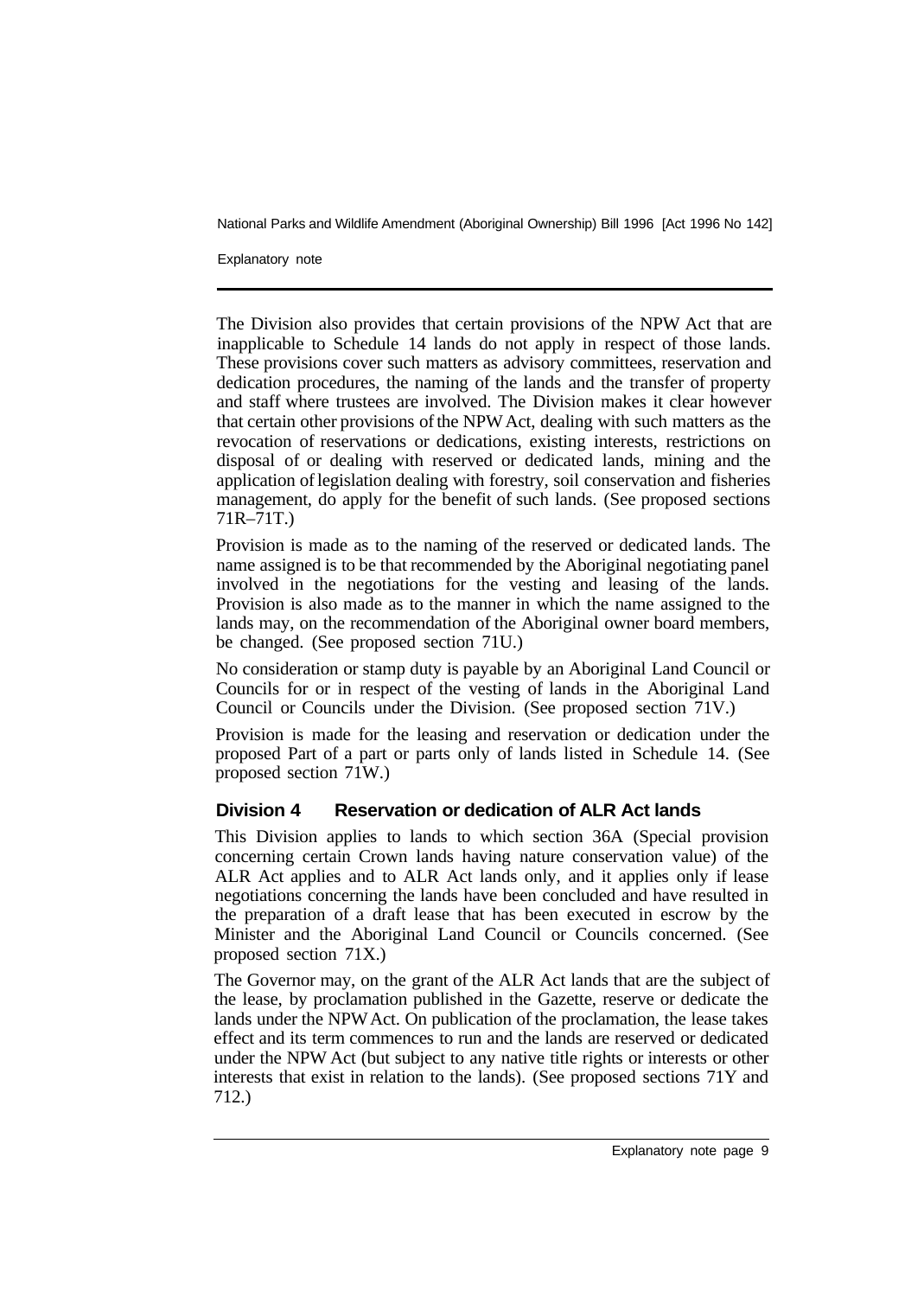The Division also provides that certain provisions of the NPW Act that are inapplicable to Schedule 14 lands do not apply in respect of those lands. These provisions cover such matters as advisory committees, reservation and dedication procedures, the naming of the lands and the transfer of property and staff where trustees are involved. The Division makes it clear however that certain other provisions of the NPW Act, dealing with such matters as the revocation of reservations or dedications, existing interests, restrictions on disposal of or dealing with reserved or dedicated lands, mining and the application of legislation dealing with forestry, soil conservation and fisheries management, do apply for the benefit of such lands. (See proposed sections 71R–71T.)

Provision is made as to the naming of the reserved or dedicated lands. The name assigned is to be that recommended by the Aboriginal negotiating panel involved in the negotiations for the vesting and leasing of the lands. Provision is also made as to the manner in which the name assigned to the lands may, on the recommendation of the Aboriginal owner board members, be changed. (See proposed section 71U.)

No consideration or stamp duty is payable by an Aboriginal Land Council or Councils for or in respect of the vesting of lands in the Aboriginal Land Council or Councils under the Division. (See proposed section 71V.)

Provision is made for the leasing and reservation or dedication under the proposed Part of a part or parts only of lands listed in Schedule 14. (See proposed section 71W.)

### Division 4 Reservation or dedication of ALR Act lands

This Division applies to lands to which section 36A (Special provision concerning certain Crown lands having nature conservation value) of the ALR Act applies and to ALR Act lands only, and it applies only if lease negotiations concerning the lands have been concluded and have resulted in the preparation of a draft lease that has been executed in escrow by the Minister and the Aboriginal Land Council or Councils concerned. (See proposed section 71X.)

The Governor may, on the grant of the ALR Act lands that are the subject of the lease, by proclamation published in the Gazette, reserve or dedicate the lands under the NPW Act. On publication of the proclamation, the lease takes effect and its term commences to run and the lands are reserved or dedicated under the NPW Act (but subject to any native title rights or interests or other interests that exist in relation to the lands). (See proposed sections 71Y and 712.)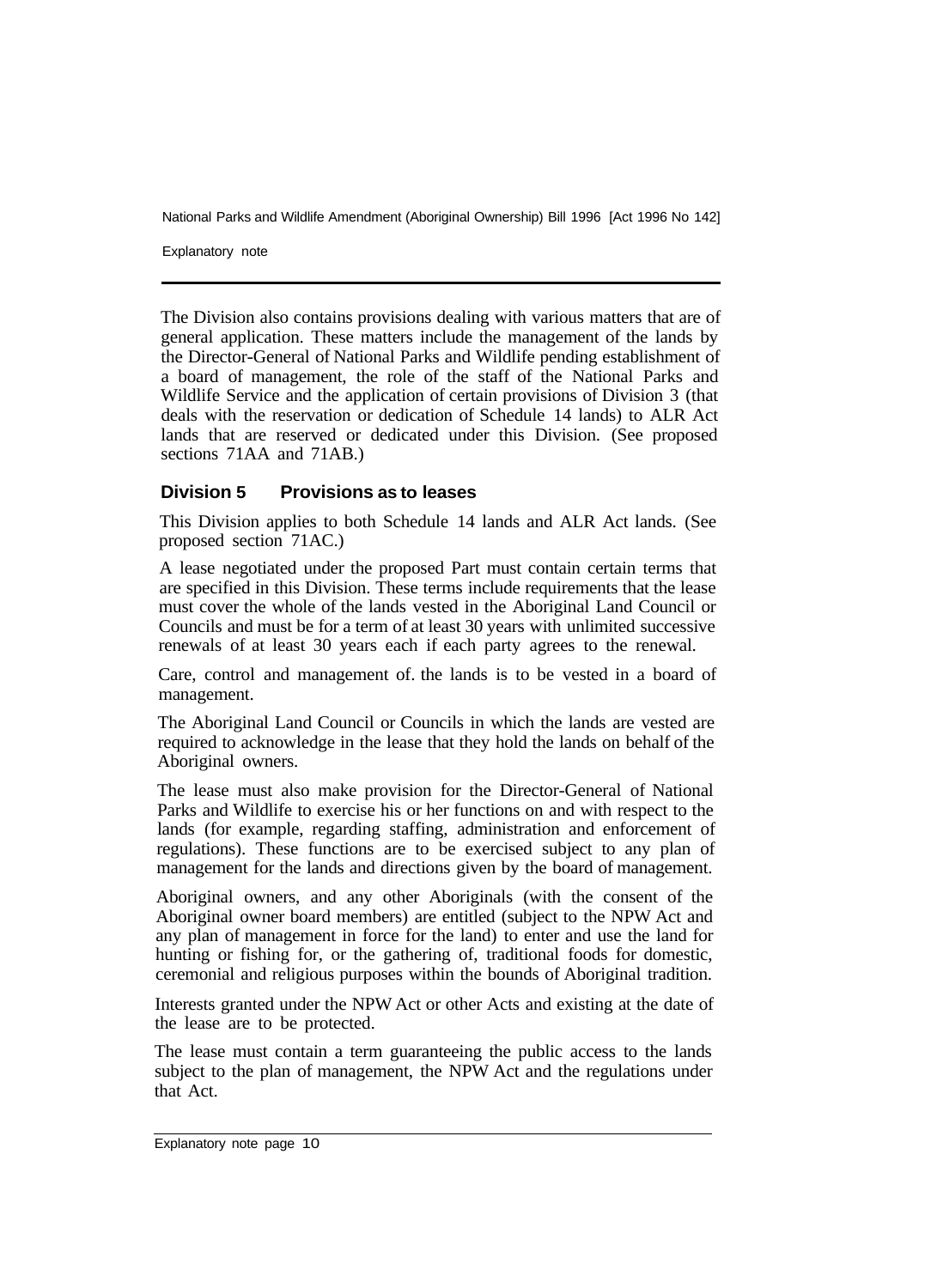The Division also contains provisions dealing with various matters that are of general application. These matters include the management of the lands by the Director-General of National Parks and Wildlife pending establishment of a board of management, the role of the staff of the National Parks and Wildlife Service and the application of certain provisions of Division 3 (that deals with the reservation or dedication of Schedule 14 lands) to ALR Act lands that are reserved or dedicated under this Division. (See proposed sections 71AA and 71AB.)

## Division 5 Provisions as to leases

This Division applies to both Schedule 14 lands and ALR Act lands. (See proposed section 71AC.)

A lease negotiated under the proposed Part must contain certain terms that are specified in this Division. These terms include requirements that the lease must cover the whole of the lands vested in the Aboriginal Land Council or Councils and must be for a term of at least 30 years with unlimited successive renewals of at least 30 years each if each party agrees to the renewal.

Care, control and management of. the lands is to be vested in a board of management.

The Aboriginal Land Council or Councils in which the lands are vested are required to acknowledge in the lease that they hold the lands on behalf of the Aboriginal owners.

The lease must also make provision for the Director-General of National Parks and Wildlife to exercise his or her functions on and with respect to the lands (for example, regarding staffing, administration and enforcement of regulations). These functions are to be exercised subject to any plan of management for the lands and directions given by the board of management.

Aboriginal owners, and any other Aboriginals (with the consent of the Aboriginal owner board members) are entitled (subject to the NPW Act and any plan of management in force for the land) to enter and use the land for hunting or fishing for, or the gathering of, traditional foods for domestic, ceremonial and religious purposes within the bounds of Aboriginal tradition.

Interests granted under the NPW Act or other Acts and existing at the date of the lease are to be protected.

The lease must contain a term guaranteeing the public access to the lands subject to the plan of management, the NPW Act and the regulations under that Act.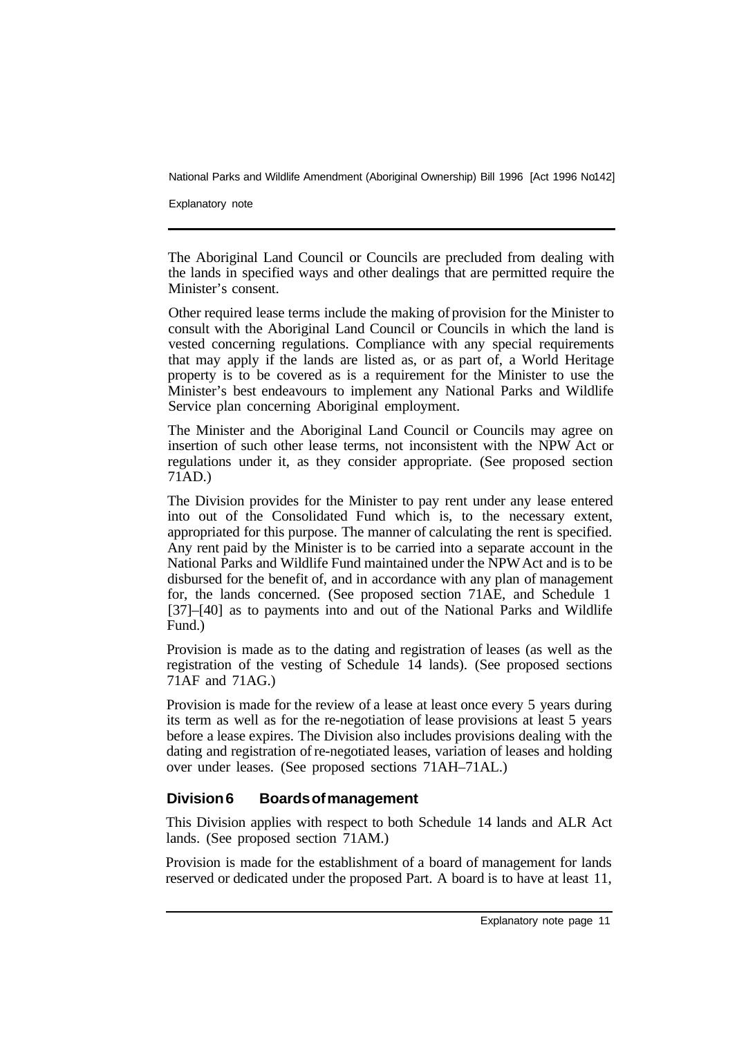The Aboriginal Land Council or Councils are precluded from dealing with the lands in specified ways and other dealings that are permitted require the Minister's consent.

Other required lease terms include the making of provision for the Minister to consult with the Aboriginal Land Council or Councils in which the land is vested concerning regulations. Compliance with any special requirements that may apply if the lands are listed as, or as part of, a World Heritage property is to be covered as is a requirement for the Minister to use the Minister's best endeavours to implement any National Parks and Wildlife Service plan concerning Aboriginal employment.

The Minister and the Aboriginal Land Council or Councils may agree on insertion of such other lease terms, not inconsistent with the NPW Act or regulations under it, as they consider appropriate. (See proposed section 71AD.)

The Division provides for the Minister to pay rent under any lease entered into out of the Consolidated Fund which is, to the necessary extent, appropriated for this purpose. The manner of calculating the rent is specified. Any rent paid by the Minister is to be carried into a separate account in the National Parks and Wildlife Fund maintained under the NPW Act and is to be disbursed for the benefit of, and in accordance with any plan of management for, the lands concerned. (See proposed section 71AE, and Schedule 1 [37]–[40] as to payments into and out of the National Parks and Wildlife Fund.)

Provision is made as to the dating and registration of leases (as well as the registration of the vesting of Schedule 14 lands). (See proposed sections 71AF and 71AG.)

Provision is made for the review of a lease at least once every 5 years during its term as well as for the re-negotiation of lease provisions at least 5 years before a lease expires. The Division also includes provisions dealing with the dating and registration of re-negotiated leases, variation of leases and holding over under leases. (See proposed sections 71AH–71AL.)

## Division 6 Boards of management

This Division applies with respect to both Schedule 14 lands and ALR Act lands. (See proposed section 71AM.)

Provision is made for the establishment of a board of management for lands reserved or dedicated under the proposed Part. A board is to have at least 11,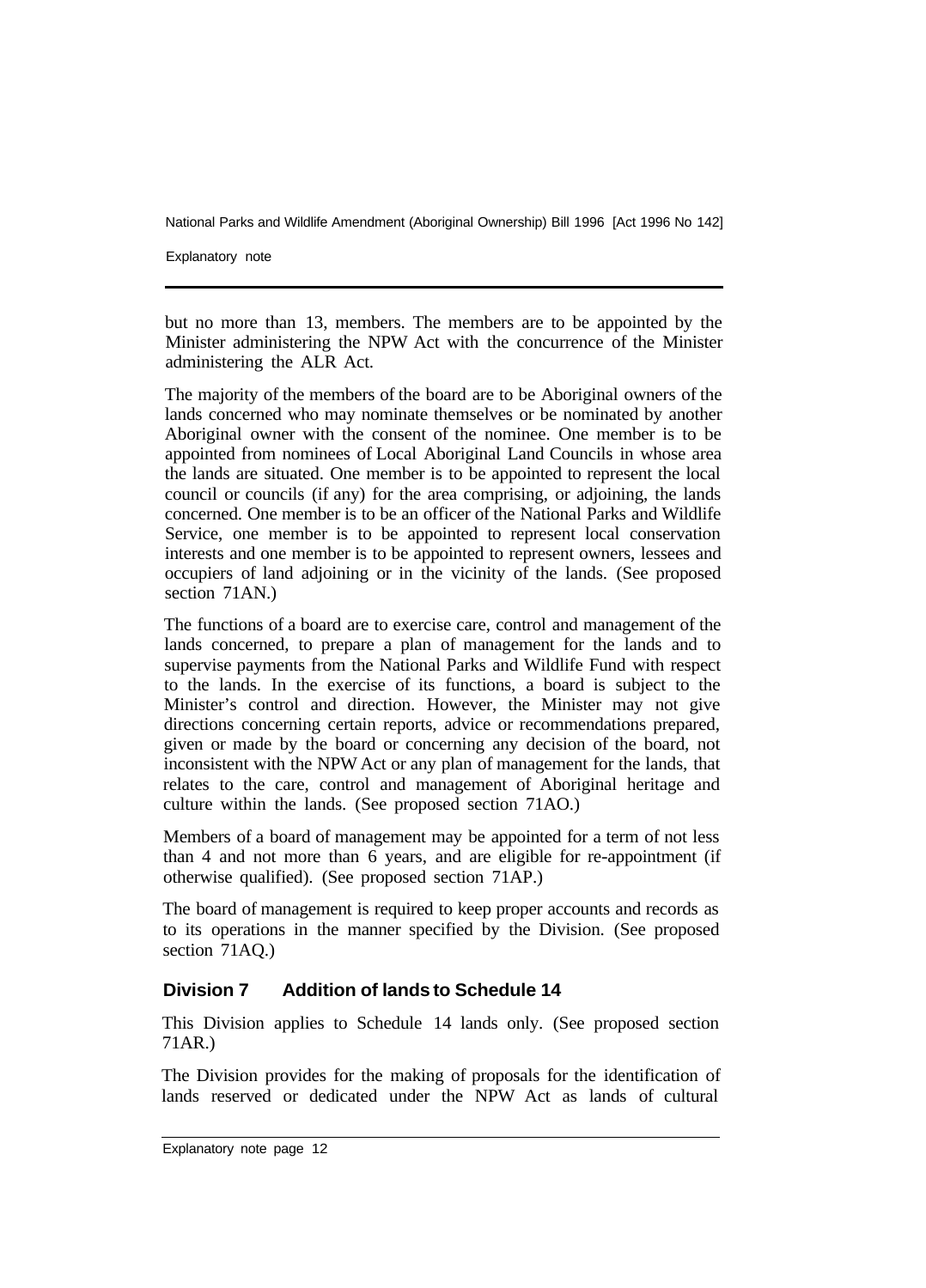but no more than 13, members. The members are to be appointed by the Minister administering the NPW Act with the concurrence of the Minister administering the ALR Act.

The majority of the members of the board are to be Aboriginal owners of the lands concerned who may nominate themselves or be nominated by another Aboriginal owner with the consent of the nominee. One member is to be appointed from nominees of Local Aboriginal Land Councils in whose area the lands are situated. One member is to be appointed to represent the local council or councils (if any) for the area comprising, or adjoining, the lands concerned. One member is to be an officer of the National Parks and Wildlife Service, one member is to be appointed to represent local conservation interests and one member is to be appointed to represent owners, lessees and occupiers of land adjoining or in the vicinity of the lands. (See proposed section 71AN.)

The functions of a board are to exercise care, control and management of the lands concerned, to prepare a plan of management for the lands and to supervise payments from the National Parks and Wildlife Fund with respect to the lands. In the exercise of its functions, a board is subject to the Minister's control and direction. However, the Minister may not give directions concerning certain reports, advice or recommendations prepared, given or made by the board or concerning any decision of the board, not inconsistent with the NPW Act or any plan of management for the lands, that relates to the care, control and management of Aboriginal heritage and culture within the lands. (See proposed section 71AO.)

Members of a board of management may be appointed for a term of not less than 4 and not more than 6 years, and are eligible for re-appointment (if otherwise qualified). (See proposed section 71AP.)

The board of management is required to keep proper accounts and records as to its operations in the manner specified by the Division. (See proposed section 71AQ.)

## Division 7 Addition of lands to Schedule 14

This Division applies to Schedule 14 lands only. (See proposed section 71AR.)

The Division provides for the making of proposals for the identification of lands reserved or dedicated under the NPW Act as lands of cultural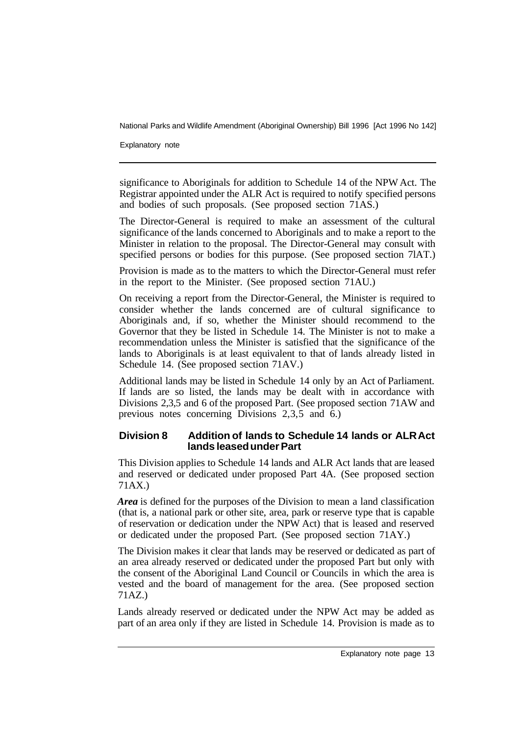significance to Aboriginals for addition to Schedule 14 of the NPW Act. The Registrar appointed under the ALR Act is required to notify specified persons and bodies of such proposals. (See proposed section 71AS.)

The Director-General is required to make an assessment of the cultural significance of the lands concerned to Aboriginals and to make a report to the Minister in relation to the proposal. The Director-General may consult with specified persons or bodies for this purpose. (See proposed section 7lAT.)

Provision is made as to the matters to which the Director-General must refer in the report to the Minister. (See proposed section 71AU.)

On receiving a report from the Director-General, the Minister is required to consider whether the lands concerned are of cultural significance to Aboriginals and, if so, whether the Minister should recommend to the Governor that they be listed in Schedule 14. The Minister is not to make a recommendation unless the Minister is satisfied that the significance of the lands to Aboriginals is at least equivalent to that of lands already listed in Schedule 14. (See proposed section 71AV.)

Additional lands may be listed in Schedule 14 only by an Act of Parliament. If lands are so listed, the lands may be dealt with in accordance with Divisions 2,3,5 and 6 of the proposed Part. (See proposed section 71AW and previous notes concerning Divisions 2,3,5 and 6.)

### Division 8 Addition of lands to Schedule 14 lands or ALR Act lands leased under Part

This Division applies to Schedule 14 lands and ALR Act lands that are leased and reserved or dedicated under proposed Part 4A. (See proposed section 71AX.)

***Area*** is defined for the purposes of the Division to mean a land classification (that is, a national park or other site, area, park or reserve type that is capable of reservation or dedication under the NPW Act) that is leased and reserved or dedicated under the proposed Part. (See proposed section 71AY.)

The Division makes it clear that lands may be reserved or dedicated as part of an area already reserved or dedicated under the proposed Part but only with the consent of the Aboriginal Land Council or Councils in which the area is vested and the board of management for the area. (See proposed section 71AZ.)

Lands already reserved or dedicated under the NPW Act may be added as part of an area only if they are listed in Schedule 14. Provision is made as to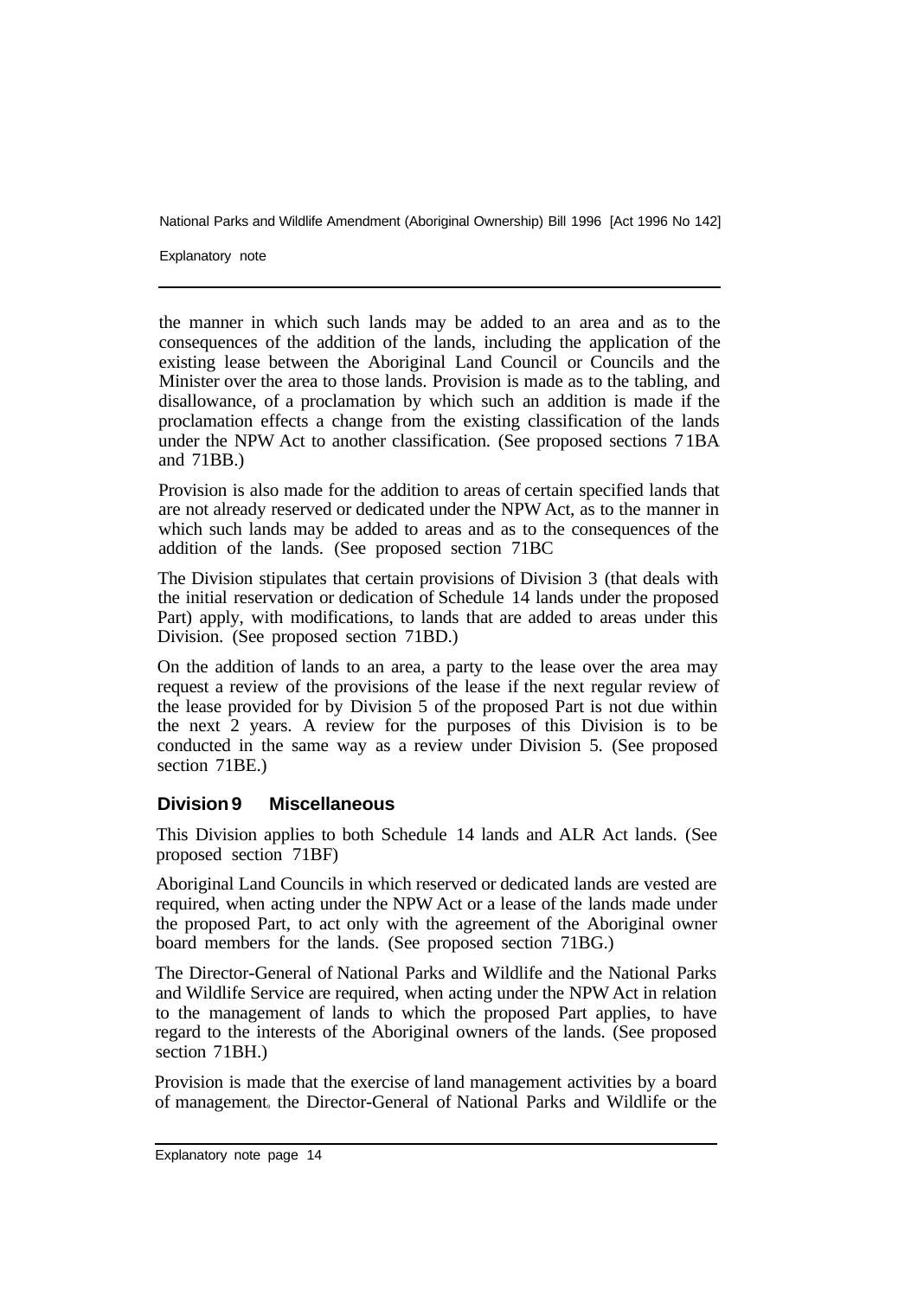the manner in which such lands may be added to an area and as to the consequences of the addition of the lands, including the application of the existing lease between the Aboriginal Land Council or Councils and the Minister over the area to those lands. Provision is made as to the tabling, and disallowance, of a proclamation by which such an addition is made if the proclamation effects a change from the existing classification of the lands under the NPW Act to another classification. (See proposed sections 71BA and 71BB.)

Provision is also made for the addition to areas of certain specified lands that are not already reserved or dedicated under the NPW Act, as to the manner in which such lands may be added to areas and as to the consequences of the addition of the lands. (See proposed section 71BC

The Division stipulates that certain provisions of Division 3 (that deals with the initial reservation or dedication of Schedule 14 lands under the proposed Part) apply, with modifications, to lands that are added to areas under this Division. (See proposed section 71BD.)

On the addition of lands to an area, a party to the lease over the area may request a review of the provisions of the lease if the next regular review of the lease provided for by Division 5 of the proposed Part is not due within the next 2 years. A review for the purposes of this Division is to be conducted in the same way as a review under Division 5. (See proposed section 71BE.)

### Division 9 Miscellaneous

This Division applies to both Schedule 14 lands and ALR Act lands. (See proposed section 71BF)

Aboriginal Land Councils in which reserved or dedicated lands are vested are required, when acting under the NPW Act or a lease of the lands made under the proposed Part, to act only with the agreement of the Aboriginal owner board members for the lands. (See proposed section 71BG.)

The Director-General of National Parks and Wildlife and the National Parks and Wildlife Service are required, when acting under the NPW Act in relation to the management of lands to which the proposed Part applies, to have regard to the interests of the Aboriginal owners of the lands. (See proposed section 71BH.)

Provision is made that the exercise of land management activities by a board of management, the Director-General of National Parks and Wildlife or the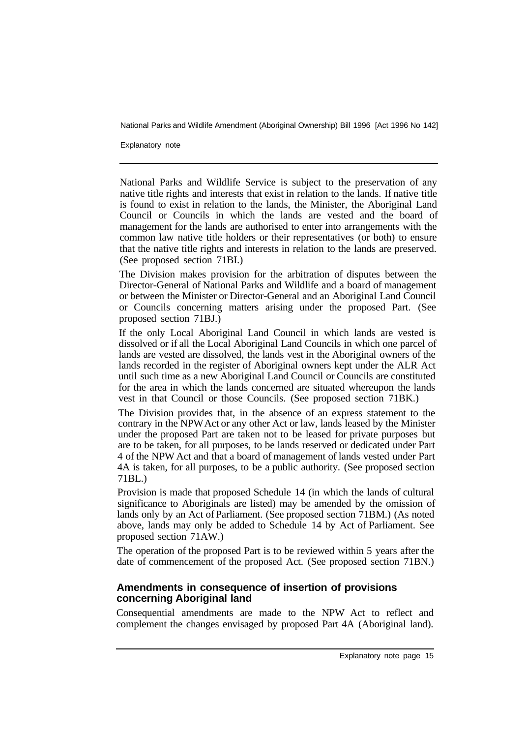National Parks and Wildlife Service is subject to the preservation of any native title rights and interests that exist in relation to the lands. If native title is found to exist in relation to the lands, the Minister, the Aboriginal Land Council or Councils in which the lands are vested and the board of management for the lands are authorised to enter into arrangements with the common law native title holders or their representatives (or both) to ensure that the native title rights and interests in relation to the lands are preserved. (See proposed section 71BI.)

The Division makes provision for the arbitration of disputes between the Director-General of National Parks and Wildlife and a board of management or between the Minister or Director-General and an Aboriginal Land Council or Councils concerning matters arising under the proposed Part. (See proposed section 71BJ.)

If the only Local Aboriginal Land Council in which lands are vested is dissolved or if all the Local Aboriginal Land Councils in which one parcel of lands are vested are dissolved, the lands vest in the Aboriginal owners of the lands recorded in the register of Aboriginal owners kept under the ALR Act until such time as a new Aboriginal Land Council or Councils are constituted for the area in which the lands concerned are situated whereupon the lands vest in that Council or those Councils. (See proposed section 71BK.)

The Division provides that, in the absence of an express statement to the contrary in the NPW Act or any other Act or law, lands leased by the Minister under the proposed Part are taken not to be leased for private purposes but are to be taken, for all purposes, to be lands reserved or dedicated under Part 4 of the NPW Act and that a board of management of lands vested under Part 4A is taken, for all purposes, to be a public authority. (See proposed section 71BL.)

Provision is made that proposed Schedule 14 (in which the lands of cultural significance to Aboriginals are listed) may be amended by the omission of lands only by an Act of Parliament. (See proposed section 71BM.) (As noted above, lands may only be added to Schedule 14 by Act of Parliament. See proposed section 71AW.)

The operation of the proposed Part is to be reviewed within 5 years after the date of commencement of the proposed Act. (See proposed section 71BN.)

## Amendments in consequence of insertion of provisions concerning Aboriginal land

Consequential amendments are made to the NPW Act to reflect and complement the changes envisaged by proposed Part 4A (Aboriginal land).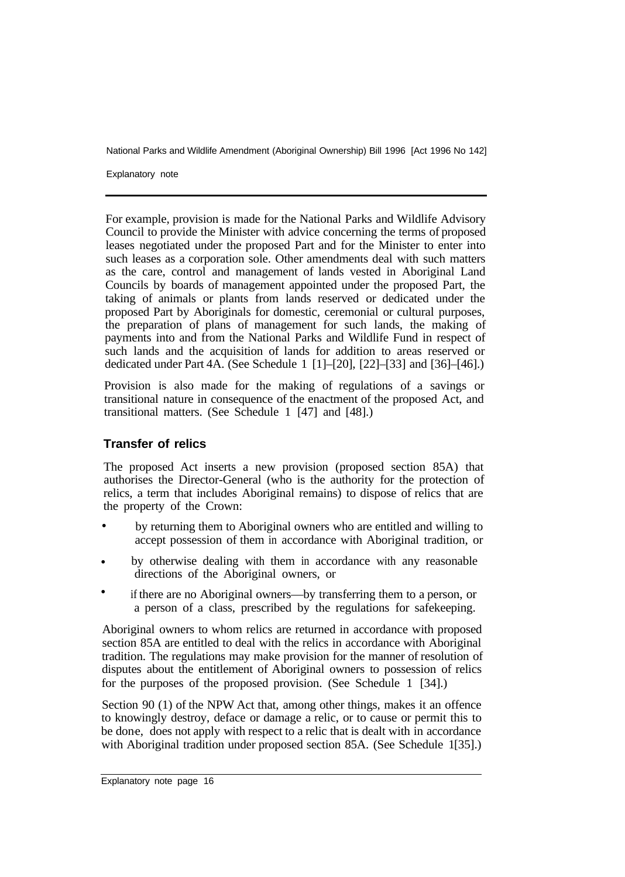For example, provision is made for the National Parks and Wildlife Advisory Council to provide the Minister with advice concerning the terms of proposed leases negotiated under the proposed Part and for the Minister to enter into such leases as a corporation sole. Other amendments deal with such matters as the care, control and management of lands vested in Aboriginal Land Councils by boards of management appointed under the proposed Part, the taking of animals or plants from lands reserved or dedicated under the proposed Part by Aboriginals for domestic, ceremonial or cultural purposes, the preparation of plans of management for such lands, the making of payments into and from the National Parks and Wildlife Fund in respect of such lands and the acquisition of lands for addition to areas reserved or dedicated under Part 4A. (See Schedule 1 [1]–[20], [22]–[33] and [36]–[46].)

Provision is also made for the making of regulations of a savings or transitional nature in consequence of the enactment of the proposed Act, and transitional matters. (See Schedule 1 [47] and [48].)

### Transfer of relics

The proposed Act inserts a new provision (proposed section 85A) that authorises the Director-General (who is the authority for the protection of relics, a term that includes Aboriginal remains) to dispose of relics that are the property of the Crown:

- by returning them to Aboriginal owners who are entitled and willing to accept possession of them in accordance with Aboriginal tradition, or
- by otherwise dealing with them in accordance with any reasonable directions of the Aboriginal owners, or
- if there are no Aboriginal owners—by transferring them to a person, or a person of a class, prescribed by the regulations for safekeeping.

Aboriginal owners to whom relics are returned in accordance with proposed section 85A are entitled to deal with the relics in accordance with Aboriginal tradition. The regulations may make provision for the manner of resolution of disputes about the entitlement of Aboriginal owners to possession of relics for the purposes of the proposed provision. (See Schedule 1 [34].)

Section 90 (1) of the NPW Act that, among other things, makes it an offence to knowingly destroy, deface or damage a relic, or to cause or permit this to be done, does not apply with respect to a relic that is dealt with in accordance with Aboriginal tradition under proposed section 85A. (See Schedule 1[35].)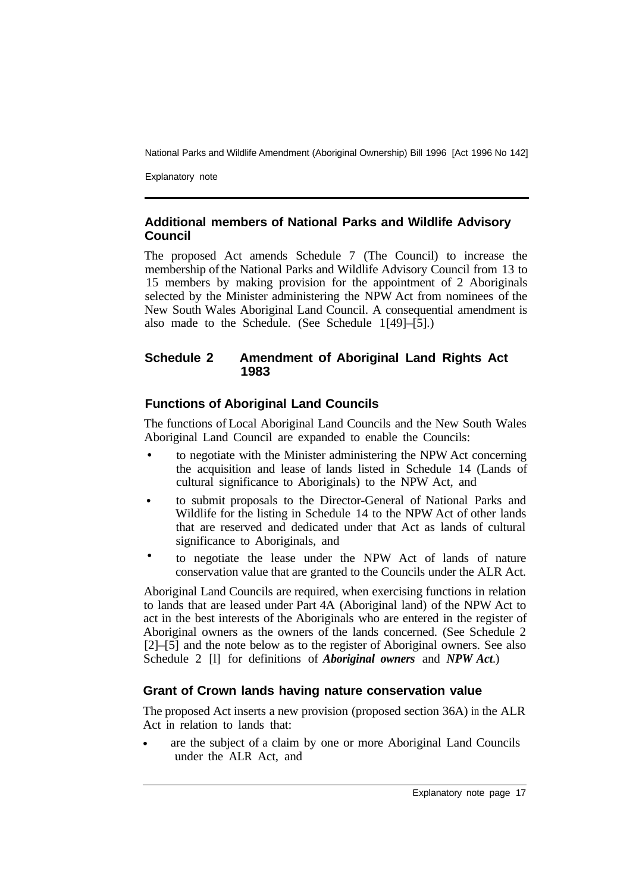### Additional members of National Parks and Wildlife Advisory Council

The proposed Act amends Schedule 7 (The Council) to increase the membership of the National Parks and Wildlife Advisory Council from 13 to 15 members by making provision for the appointment of 2 Aboriginals selected by the Minister administering the NPW Act from nominees of the New South Wales Aboriginal Land Council. A consequential amendment is also made to the Schedule. (See Schedule 1[49]–[5].)

## Schedule 2 Amendment of Aboriginal Land Rights Act 1983

### Functions of Aboriginal Land Councils

The functions of Local Aboriginal Land Councils and the New South Wales Aboriginal Land Council are expanded to enable the Councils:

- to negotiate with the Minister administering the NPW Act concerning the acquisition and lease of lands listed in Schedule 14 (Lands of cultural significance to Aboriginals) to the NPW Act, and
- to submit proposals to the Director-General of National Parks and Wildlife for the listing in Schedule 14 to the NPW Act of other lands that are reserved and dedicated under that Act as lands of cultural significance to Aboriginals, and
- to negotiate the lease under the NPW Act of lands of nature conservation value that are granted to the Councils under the ALR Act.

Aboriginal Land Councils are required, when exercising functions in relation to lands that are leased under Part 4A (Aboriginal land) of the NPW Act to act in the best interests of the Aboriginals who are entered in the register of Aboriginal owners as the owners of the lands concerned. (See Schedule 2 [2]–[5] and the note below as to the register of Aboriginal owners. See also Schedule 2 [l] for definitions of ***Aboriginal owners*** and ***NPW Act***.)

### Grant of Crown lands having nature conservation value

The proposed Act inserts a new provision (proposed section 36A) in the ALR Act in relation to lands that:

- are the subject of a claim by one or more Aboriginal Land Councils under the ALR Act, and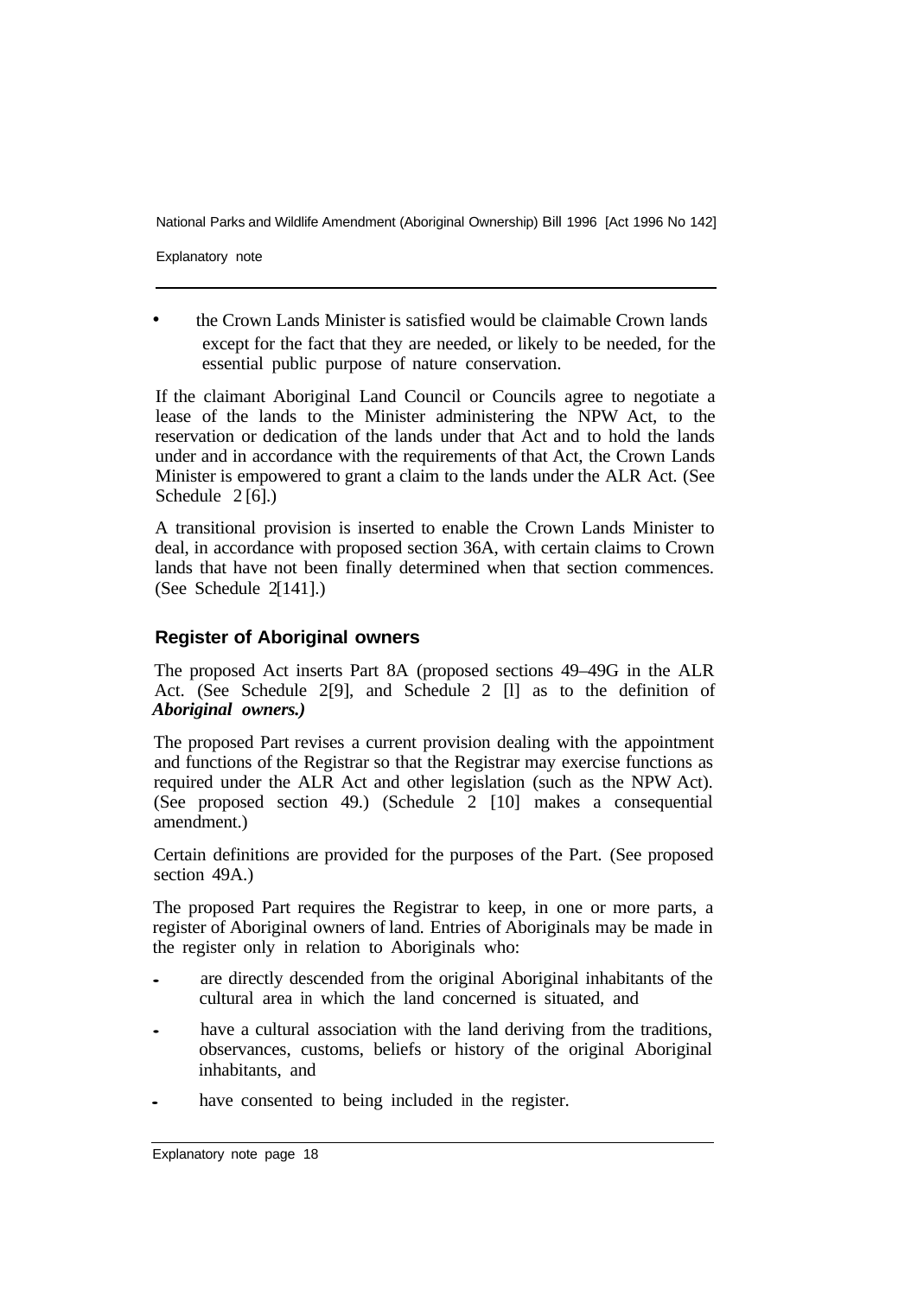- the Crown Lands Minister is satisfied would be claimable Crown lands except for the fact that they are needed, or likely to be needed, for the essential public purpose of nature conservation.

If the claimant Aboriginal Land Council or Councils agree to negotiate a lease of the lands to the Minister administering the NPW Act, to the reservation or dedication of the lands under that Act and to hold the lands under and in accordance with the requirements of that Act, the Crown Lands Minister is empowered to grant a claim to the lands under the ALR Act. (See Schedule 2 [6].)

A transitional provision is inserted to enable the Crown Lands Minister to deal, in accordance with proposed section 36A, with certain claims to Crown lands that have not been finally determined when that section commences. (See Schedule 2[141].)

### Register of Aboriginal owners

The proposed Act inserts Part 8A (proposed sections 49–49G in the ALR Act. (See Schedule 2[9], and Schedule 2 [l] as to the definition of ***Aboriginal owners.)***

The proposed Part revises a current provision dealing with the appointment and functions of the Registrar so that the Registrar may exercise functions as required under the ALR Act and other legislation (such as the NPW Act). (See proposed section 49.) (Schedule 2 [10] makes a consequential amendment.)

Certain definitions are provided for the purposes of the Part. (See proposed section 49A.)

The proposed Part requires the Registrar to keep, in one or more parts, a register of Aboriginal owners of land. Entries of Aboriginals may be made in the register only in relation to Aboriginals who:

- are directly descended from the original Aboriginal inhabitants of the cultural area in which the land concerned is situated, and
- have a cultural association with the land deriving from the traditions, observances, customs, beliefs or history of the original Aboriginal inhabitants, and
- have consented to being included in the register.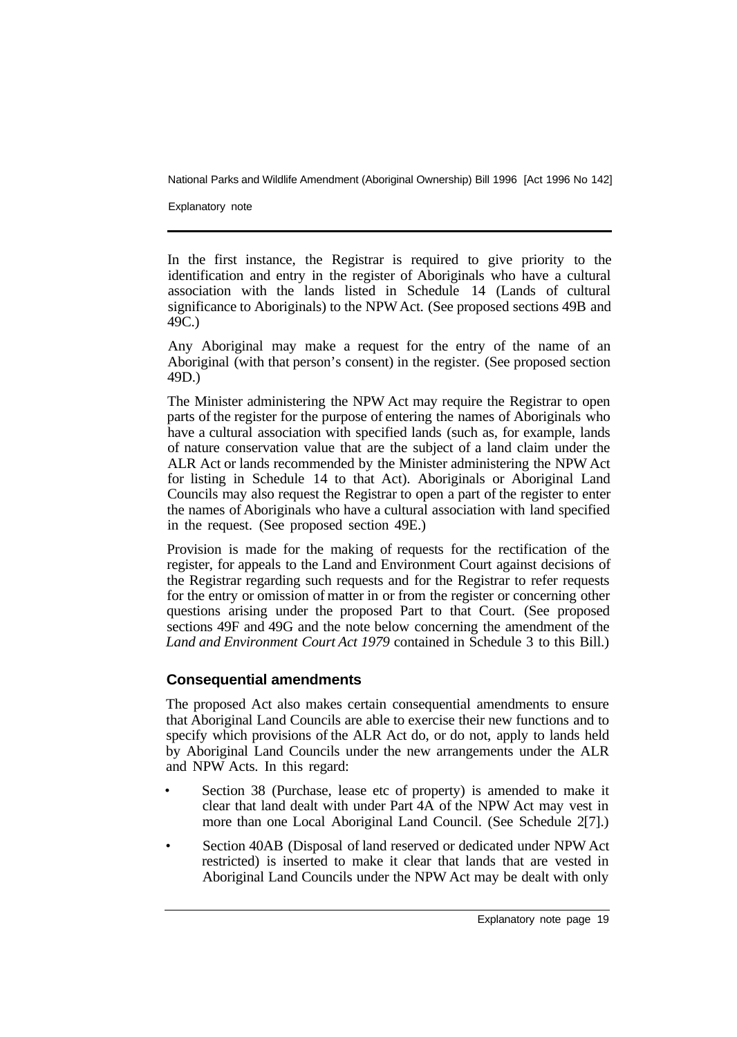In the first instance, the Registrar is required to give priority to the identification and entry in the register of Aboriginals who have a cultural association with the lands listed in Schedule 14 (Lands of cultural significance to Aboriginals) to the NPW Act. (See proposed sections 49B and 49C.)

Any Aboriginal may make a request for the entry of the name of an Aboriginal (with that person's consent) in the register. (See proposed section 49D.)

The Minister administering the NPW Act may require the Registrar to open parts of the register for the purpose of entering the names of Aboriginals who have a cultural association with specified lands (such as, for example, lands of nature conservation value that are the subject of a land claim under the ALR Act or lands recommended by the Minister administering the NPW Act for listing in Schedule 14 to that Act). Aboriginals or Aboriginal Land Councils may also request the Registrar to open a part of the register to enter the names of Aboriginals who have a cultural association with land specified in the request. (See proposed section 49E.)

Provision is made for the making of requests for the rectification of the register, for appeals to the Land and Environment Court against decisions of the Registrar regarding such requests and for the Registrar to refer requests for the entry or omission of matter in or from the register or concerning other questions arising under the proposed Part to that Court. (See proposed sections 49F and 49G and the note below concerning the amendment of the *Land and Environment Court Act 1979* contained in Schedule 3 to this Bill.)

### Consequential amendments

The proposed Act also makes certain consequential amendments to ensure that Aboriginal Land Councils are able to exercise their new functions and to specify which provisions of the ALR Act do, or do not, apply to lands held by Aboriginal Land Councils under the new arrangements under the ALR and NPW Acts. In this regard:

- Section 38 (Purchase, lease etc of property) is amended to make it clear that land dealt with under Part 4A of the NPW Act may vest in more than one Local Aboriginal Land Council. (See Schedule 2[7].)
- Section 40AB (Disposal of land reserved or dedicated under NPW Act restricted) is inserted to make it clear that lands that are vested in Aboriginal Land Councils under the NPW Act may be dealt with only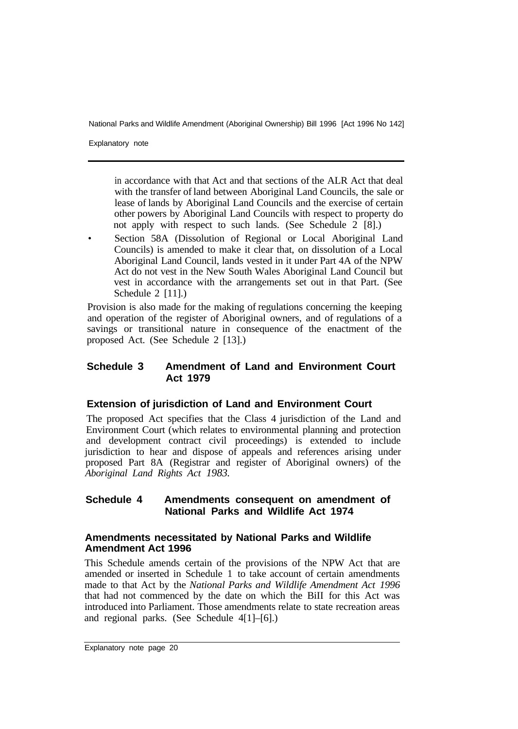in accordance with that Act and that sections of the ALR Act that deal with the transfer of land between Aboriginal Land Councils, the sale or lease of lands by Aboriginal Land Councils and the exercise of certain other powers by Aboriginal Land Councils with respect to property do not apply with respect to such lands. (See Schedule 2 [8].)

- Section 58A (Dissolution of Regional or Local Aboriginal Land Councils) is amended to make it clear that, on dissolution of a Local Aboriginal Land Council, lands vested in it under Part 4A of the NPW Act do not vest in the New South Wales Aboriginal Land Council but vest in accordance with the arrangements set out in that Part. (See Schedule 2 [11].)

Provision is also made for the making of regulations concerning the keeping and operation of the register of Aboriginal owners, and of regulations of a savings or transitional nature in consequence of the enactment of the proposed Act. (See Schedule 2 [13].)

## Schedule 3 Amendment of Land and Environment Court Act 1979

### Extension of jurisdiction of Land and Environment Court

The proposed Act specifies that the Class 4 jurisdiction of the Land and Environment Court (which relates to environmental planning and protection and development contract civil proceedings) is extended to include jurisdiction to hear and dispose of appeals and references arising under proposed Part 8A (Registrar and register of Aboriginal owners) of the *Aboriginal Land Rights Act 1983.*

## Schedule 4 Amendments consequent on amendment of National Parks and Wildlife Act 1974

### Amendments necessitated by National Parks and Wildlife Amendment Act 1996

This Schedule amends certain of the provisions of the NPW Act that are amended or inserted in Schedule 1 to take account of certain amendments made to that Act by the *National Parks and Wildlife Amendment Act 1996* that had not commenced by the date on which the BiII for this Act was introduced into Parliament. Those amendments relate to state recreation areas and regional parks. (See Schedule 4[1]–[6].)